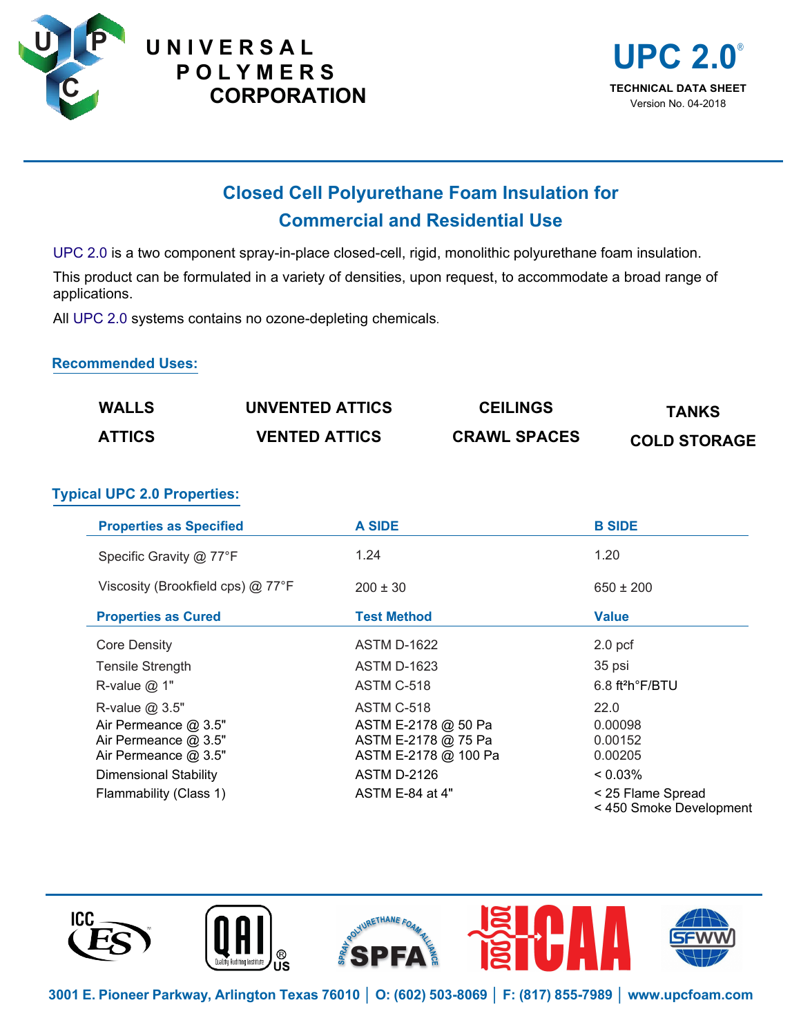# UNIVERSAL POLYMERS CORPORATION

**UPC 2.0®**
**TECHNICAL DATA SHEET**
Version No. 04-2018

## Closed Cell Polyurethane Foam Insulation for Commercial and Residential Use

UPC 2.0 is a two component spray-in-place closed-cell, rigid, monolithic polyurethane foam insulation.

This product can be formulated in a variety of densities, upon request, to accommodate a broad range of applications.

All UPC 2.0 systems contains no ozone-depleting chemicals.

### Recommended Uses:

| | | | |
|---|---|---|---|
| **WALLS** | **UNVENTED ATTICS** | **CEILINGS** | **TANKS** |
| **ATTICS** | **VENTED ATTICS** | **CRAWL SPACES** | **COLD STORAGE** |

### Typical UPC 2.0 Properties:

| Properties as Specified | A SIDE | B SIDE |
|---|---|---|
| Specific Gravity @ 77°F | 1.24 | 1.20 |
| Viscosity (Brookfield cps) @ 77°F | 200 ± 30 | 650 ± 200 |
| **Properties as Cured** | **Test Method** | **Value** |
| Core Density | ASTM D-1622 | 2.0 pcf |
| Tensile Strength | ASTM D-1623 | 35 psi |
| R-value @ 1" | ASTM C-518 | 6.8 ft²h°F/BTU |
| R-value @ 3.5" | ASTM C-518 | 22.0 |
| Air Permeance @ 3.5" | ASTM E-2178 @ 50 Pa | 0.00098 |
| Air Permeance @ 3.5" | ASTM E-2178 @ 75 Pa | 0.00152 |
| Air Permeance @ 3.5" | ASTM E-2178 @ 100 Pa | 0.00205 |
| Dimensional Stability | ASTM D-2126 | < 0.03% |
| Flammability (Class 1) | ASTM E-84 at 4" | < 25 Flame Spread<br>< 450 Smoke Development |

3001 E. Pioneer Parkway, Arlington Texas 76010 | O: (602) 503-8069 | F: (817) 855-7989 | www.upcfoam.com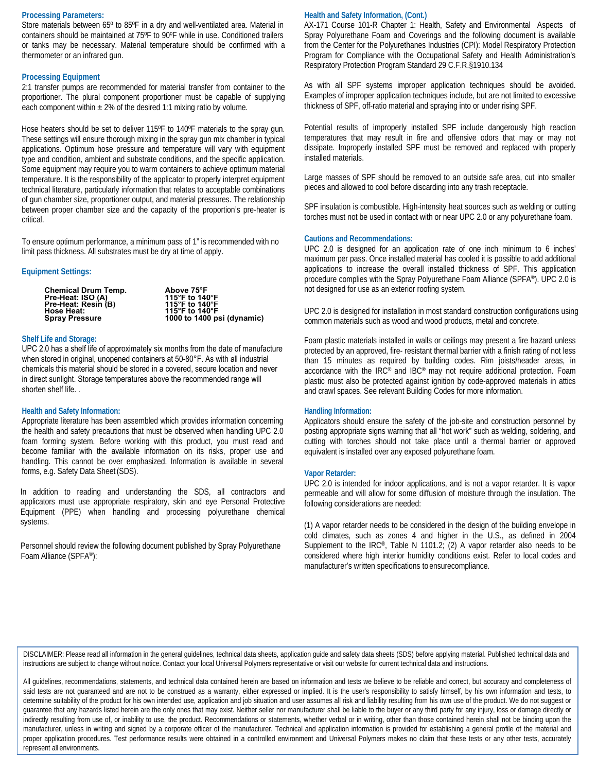### Processing Parameters:

Store materials between 65º to 85ºF in a dry and well-ventilated area. Material in containers should be maintained at 75ºF to 90ºF while in use. Conditioned trailers or tanks may be necessary. Material temperature should be confirmed with a thermometer or an infrared gun.

### Processing Equipment

2:1 transfer pumps are recommended for material transfer from container to the proportioner. The plural component proportioner must be capable of supplying each component within ± 2% of the desired 1:1 mixing ratio by volume.

Hose heaters should be set to deliver 115ºF to 140ºF materials to the spray gun. These settings will ensure thorough mixing in the spray gun mix chamber in typical applications. Optimum hose pressure and temperature will vary with equipment type and condition, ambient and substrate conditions, and the specific application. Some equipment may require you to warm containers to achieve optimum material temperature. It is the responsibility of the applicator to properly interpret equipment technical literature, particularly information that relates to acceptable combinations of gun chamber size, proportioner output, and material pressures. The relationship between proper chamber size and the capacity of the proportion's pre-heater is critical.

To ensure optimum performance, a minimum pass of 1" is recommended with no limit pass thickness. All substrates must be dry at time of apply.

### Equipment Settings:

| | |
|---|---|
| **Chemical Drum Temp.** | **Above 75°F** |
| **Pre-Heat: ISO (A)** | **115°F to 140°F** |
| **Pre-Heat: Resin (B)** | **115°F to 140°F** |
| **Hose Heat:** | **115°F to 140°F** |
| **Spray Pressure** | **1000 to 1400 psi (dynamic)** |

### Shelf Life and Storage:

UPC 2.0 has a shelf life of approximately six months from the date of manufacture when stored in original, unopened containers at 50-80°F. As with all industrial chemicals this material should be stored in a covered, secure location and never in direct sunlight. Storage temperatures above the recommended range will shorten shelf life. .

### Health and Safety Information:

Appropriate literature has been assembled which provides information concerning the health and safety precautions that must be observed when handling UPC 2.0 foam forming system. Before working with this product, you must read and become familiar with the available information on its risks, proper use and handling. This cannot be over emphasized. Information is available in several forms, e.g. Safety Data Sheet (SDS).

In addition to reading and understanding the SDS, all contractors and applicators must use appropriate respiratory, skin and eye Personal Protective Equipment (PPE) when handling and processing polyurethane chemical systems.

Personnel should review the following document published by Spray Polyurethane Foam Alliance (SPFA®):

### Health and Safety Information, (Cont.)

AX-171 Course 101-R Chapter 1: Health, Safety and Environmental Aspects of Spray Polyurethane Foam and Coverings and the following document is available from the Center for the Polyurethanes Industries (CPI): Model Respiratory Protection Program for Compliance with the Occupational Safety and Health Administration's Respiratory Protection Program Standard 29 C.F.R.§1910.134

As with all SPF systems improper application techniques should be avoided. Examples of improper application techniques include, but are not limited to excessive thickness of SPF, off-ratio material and spraying into or under rising SPF.

Potential results of improperly installed SPF include dangerously high reaction temperatures that may result in fire and offensive odors that may or may not dissipate. Improperly installed SPF must be removed and replaced with properly installed materials.

Large masses of SPF should be removed to an outside safe area, cut into smaller pieces and allowed to cool before discarding into any trash receptacle.

SPF insulation is combustible. High-intensity heat sources such as welding or cutting torches must not be used in contact with or near UPC 2.0 or any polyurethane foam.

### Cautions and Recommendations:

UPC 2.0 is designed for an application rate of one inch minimum to 6 inches' maximum per pass. Once installed material has cooled it is possible to add additional applications to increase the overall installed thickness of SPF. This application procedure complies with the Spray Polyurethane Foam Alliance (SPFA®). UPC 2.0 is not designed for use as an exterior roofing system.

UPC 2.0 is designed for installation in most standard construction configurations using common materials such as wood and wood products, metal and concrete.

Foam plastic materials installed in walls or ceilings may present a fire hazard unless protected by an approved, fire- resistant thermal barrier with a finish rating of not less than 15 minutes as required by building codes. Rim joists/header areas, in accordance with the IRC® and IBC® may not require additional protection. Foam plastic must also be protected against ignition by code-approved materials in attics and crawl spaces. See relevant Building Codes for more information.

### Handling Information:

Applicators should ensure the safety of the job-site and construction personnel by posting appropriate signs warning that all "hot work" such as welding, soldering, and cutting with torches should not take place until a thermal barrier or approved equivalent is installed over any exposed polyurethane foam.

### Vapor Retarder:

UPC 2.0 is intended for indoor applications, and is not a vapor retarder. It is vapor permeable and will allow for some diffusion of moisture through the insulation. The following considerations are needed:

(1) A vapor retarder needs to be considered in the design of the building envelope in cold climates, such as zones 4 and higher in the U.S., as defined in 2004 Supplement to the IRC®, Table N 1101.2; (2) A vapor retarder also needs to be considered where high interior humidity conditions exist. Refer to local codes and manufacturer's written specifications to ensurecompliance.

DISCLAIMER: Please read all information in the general guidelines, technical data sheets, application guide and safety data sheets (SDS) before applying material. Published technical data and instructions are subject to change without notice. Contact your local Universal Polymers representative or visit our website for current technical data and instructions.

All guidelines, recommendations, statements, and technical data contained herein are based on information and tests we believe to be reliable and correct, but accuracy and completeness of said tests are not guaranteed and are not to be construed as a warranty, either expressed or implied. It is the user's responsibility to satisfy himself, by his own information and tests, to determine suitability of the product for his own intended use, application and job situation and user assumes all risk and liability resulting from his own use of the product. We do not suggest or guarantee that any hazards listed herein are the only ones that may exist. Neither seller nor manufacturer shall be liable to the buyer or any third party for any injury, loss or damage directly or indirectly resulting from use of, or inability to use, the product. Recommendations or statements, whether verbal or in writing, other than those contained herein shall not be binding upon the manufacturer, unless in writing and signed by a corporate officer of the manufacturer. Technical and application information is provided for establishing a general profile of the material and proper application procedures. Test performance results were obtained in a controlled environment and Universal Polymers makes no claim that these tests or any other tests, accurately represent all environments.